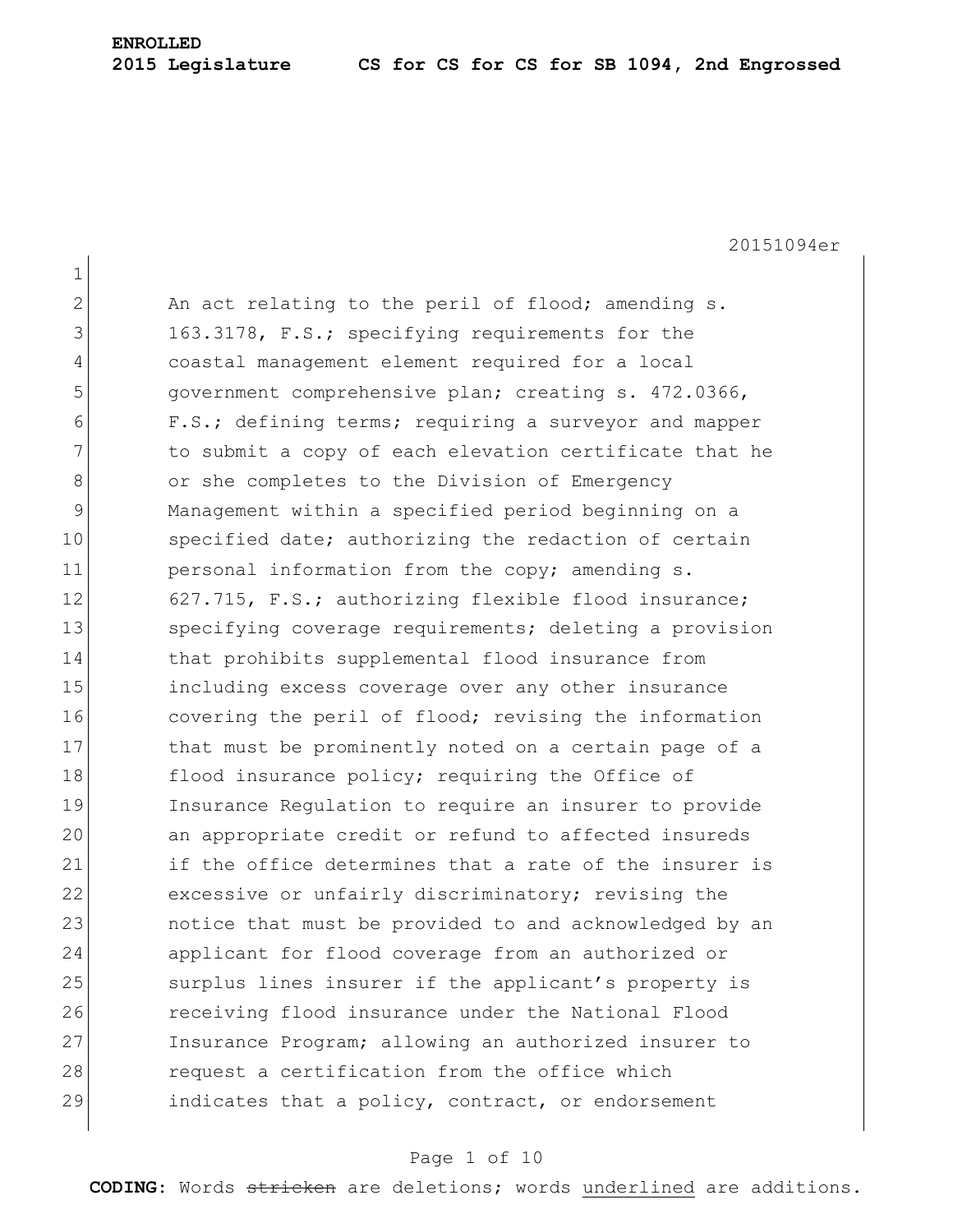**ENROLLED**

**2015 Legislature CS for CS for CS for SB 1094, 2nd Engrossed**

20151094er

An act relating to the peril of flood; amending s. 163.3178, F.S.; specifying requirements for the coastal management element required for a local government comprehensive plan; creating s. 472.0366, F.S.; defining terms; requiring a surveyor and mapper to submit a copy of each elevation certificate that he or she completes to the Division of Emergency Management within a specified period beginning on a specified date; authorizing the redaction of certain personal information from the copy; amending s. 627.715, F.S.; authorizing flexible flood insurance; specifying coverage requirements; deleting a provision that prohibits supplemental flood insurance from including excess coverage over any other insurance covering the peril of flood; revising the information that must be prominently noted on a certain page of a flood insurance policy; requiring the Office of Insurance Regulation to require an insurer to provide an appropriate credit or refund to affected insureds if the office determines that a rate of the insurer is excessive or unfairly discriminatory; revising the notice that must be provided to and acknowledged by an applicant for flood coverage from an authorized or surplus lines insurer if the applicant's property is receiving flood insurance under the National Flood Insurance Program; allowing an authorized insurer to request a certification from the office which indicates that a policy, contract, or endorsement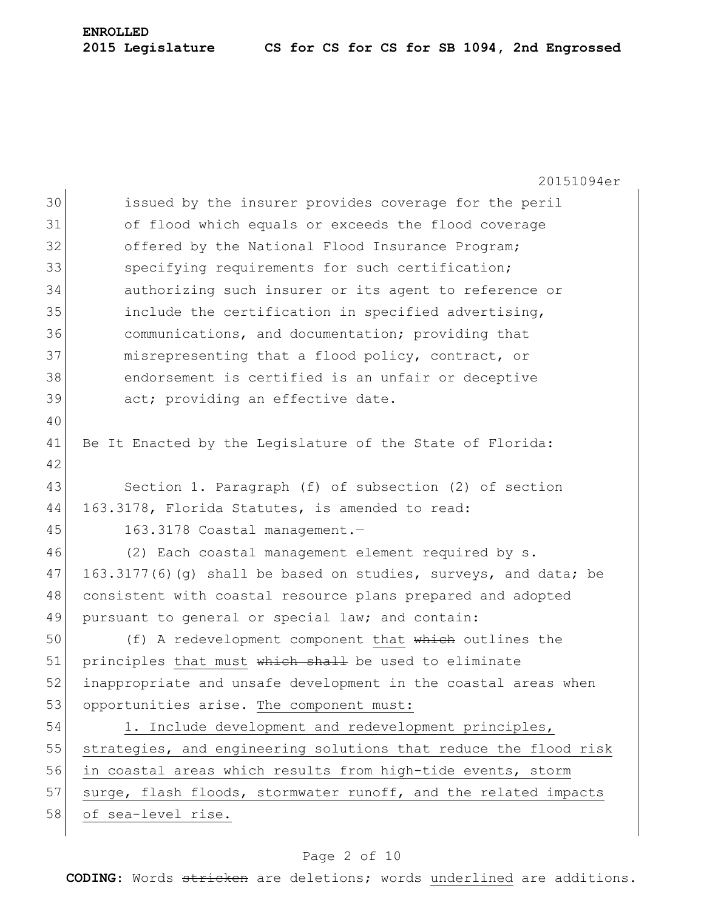issued by the insurer provides coverage for the peril of flood which equals or exceeds the flood coverage offered by the National Flood Insurance Program; specifying requirements for such certification; authorizing such insurer or its agent to reference or include the certification in specified advertising, communications, and documentation; providing that misrepresenting that a flood policy, contract, or endorsement is certified is an unfair or deceptive act; providing an effective date.

Be It Enacted by the Legislature of the State of Florida:

Section 1. Paragraph (f) of subsection (2) of section 163.3178, Florida Statutes, is amended to read:

163.3178 Coastal management.—

(2) Each coastal management element required by s. 163.3177(6)(g) shall be based on studies, surveys, and data; be consistent with coastal resource plans prepared and adopted pursuant to general or special law; and contain:

(f) A redevelopment component <u>that</u> ~~which~~ outlines the principles <u>that must</u> ~~which shall~~ be used to eliminate inappropriate and unsafe development in the coastal areas when opportunities arise. <u>The component must:</u>

<u>1. Include development and redevelopment principles, strategies, and engineering solutions that reduce the flood risk in coastal areas which results from high-tide events, storm surge, flash floods, stormwater runoff, and the related impacts of sea-level rise.</u>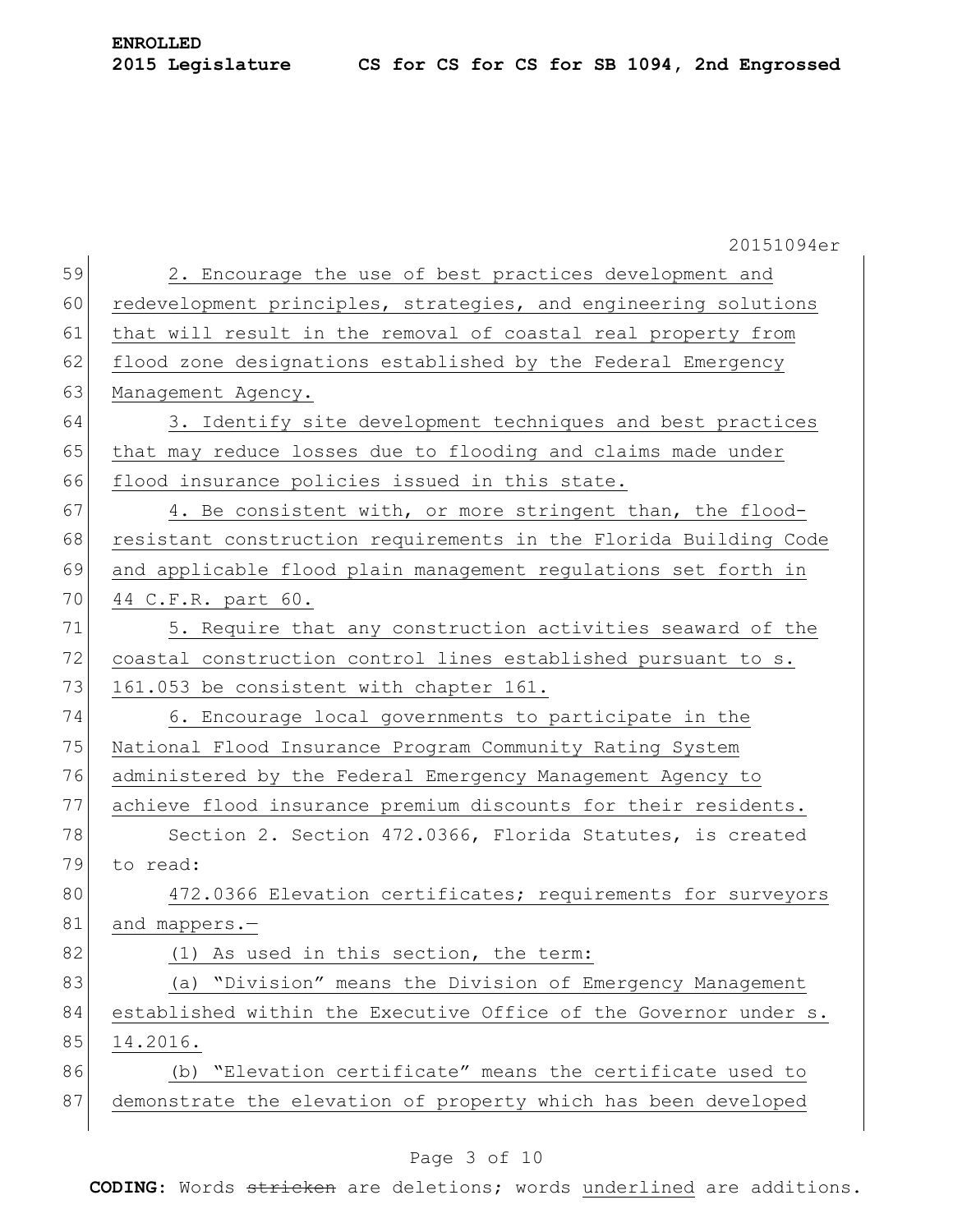2. Encourage the use of best practices development and redevelopment principles, strategies, and engineering solutions that will result in the removal of coastal real property from flood zone designations established by the Federal Emergency Management Agency.

3. Identify site development techniques and best practices that may reduce losses due to flooding and claims made under flood insurance policies issued in this state.

4. Be consistent with, or more stringent than, the flood-resistant construction requirements in the Florida Building Code and applicable flood plain management regulations set forth in 44 C.F.R. part 60.

5. Require that any construction activities seaward of the coastal construction control lines established pursuant to s. 161.053 be consistent with chapter 161.

6. Encourage local governments to participate in the National Flood Insurance Program Community Rating System administered by the Federal Emergency Management Agency to achieve flood insurance premium discounts for their residents.

Section 2. Section 472.0366, Florida Statutes, is created to read:

472.0366 Elevation certificates; requirements for surveyors and mappers.—

(1) As used in this section, the term:

(a) "Division" means the Division of Emergency Management established within the Executive Office of the Governor under s. 14.2016.

(b) "Elevation certificate" means the certificate used to demonstrate the elevation of property which has been developed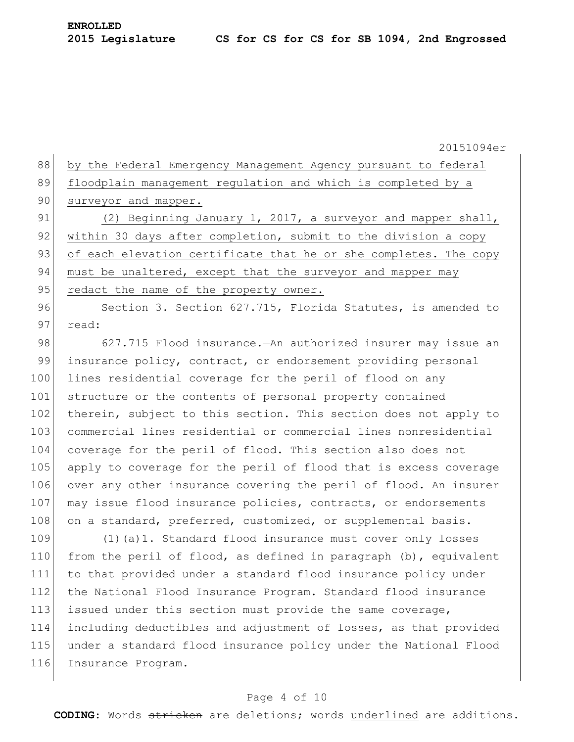by the Federal Emergency Management Agency pursuant to federal floodplain management regulation and which is completed by a surveyor and mapper.

(2) Beginning January 1, 2017, a surveyor and mapper shall, within 30 days after completion, submit to the division a copy of each elevation certificate that he or she completes. The copy must be unaltered, except that the surveyor and mapper may redact the name of the property owner.

Section 3. Section 627.715, Florida Statutes, is amended to read:

627.715 Flood insurance.—An authorized insurer may issue an insurance policy, contract, or endorsement providing personal lines residential coverage for the peril of flood on any structure or the contents of personal property contained therein, subject to this section. This section does not apply to commercial lines residential or commercial lines nonresidential coverage for the peril of flood. This section also does not apply to coverage for the peril of flood that is excess coverage over any other insurance covering the peril of flood. An insurer may issue flood insurance policies, contracts, or endorsements on a standard, preferred, customized, or supplemental basis.

(1)(a)1. Standard flood insurance must cover only losses from the peril of flood, as defined in paragraph (b), equivalent to that provided under a standard flood insurance policy under the National Flood Insurance Program. Standard flood insurance issued under this section must provide the same coverage, including deductibles and adjustment of losses, as that provided under a standard flood insurance policy under the National Flood Insurance Program.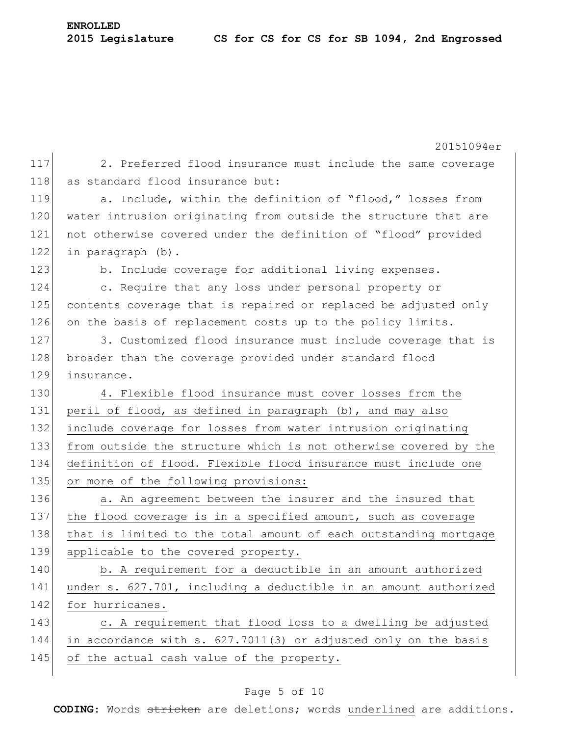2. Preferred flood insurance must include the same coverage as standard flood insurance but:

a. Include, within the definition of "flood," losses from water intrusion originating from outside the structure that are not otherwise covered under the definition of "flood" provided in paragraph (b).

b. Include coverage for additional living expenses.

c. Require that any loss under personal property or contents coverage that is repaired or replaced be adjusted only on the basis of replacement costs up to the policy limits.

3. Customized flood insurance must include coverage that is broader than the coverage provided under standard flood insurance.

<u>4. Flexible flood insurance must cover losses from the peril of flood, as defined in paragraph (b), and may also include coverage for losses from water intrusion originating from outside the structure which is not otherwise covered by the definition of flood. Flexible flood insurance must include one or more of the following provisions:</u>

<u>a. An agreement between the insurer and the insured that the flood coverage is in a specified amount, such as coverage that is limited to the total amount of each outstanding mortgage applicable to the covered property.</u>

<u>b. A requirement for a deductible in an amount authorized under s. 627.701, including a deductible in an amount authorized for hurricanes.</u>

<u>c. A requirement that flood loss to a dwelling be adjusted in accordance with s. 627.7011(3) or adjusted only on the basis of the actual cash value of the property.</u>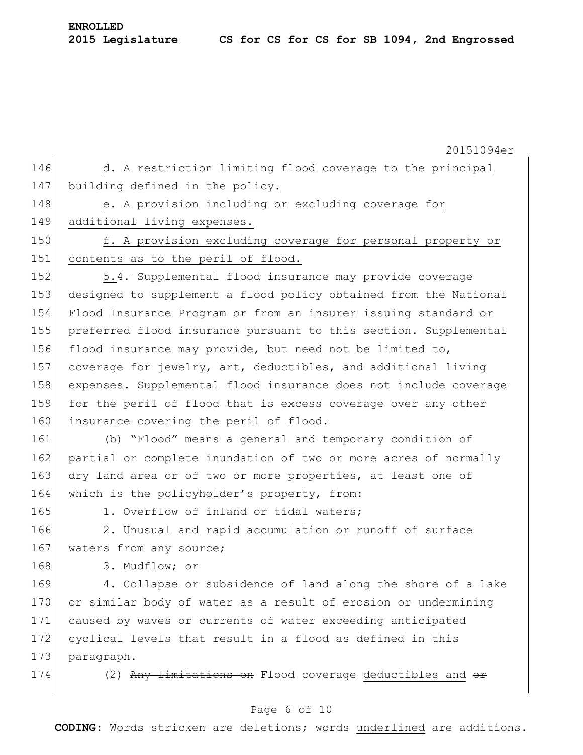d. A restriction limiting flood coverage to the principal building defined in the policy.

e. A provision including or excluding coverage for additional living expenses.

f. A provision excluding coverage for personal property or contents as to the peril of flood.

5.~~4.~~ Supplemental flood insurance may provide coverage designed to supplement a flood policy obtained from the National Flood Insurance Program or from an insurer issuing standard or preferred flood insurance pursuant to this section. Supplemental flood insurance may provide, but need not be limited to, coverage for jewelry, art, deductibles, and additional living expenses. ~~Supplemental flood insurance does not include coverage for the peril of flood that is excess coverage over any other insurance covering the peril of flood.~~

(b) "Flood" means a general and temporary condition of partial or complete inundation of two or more acres of normally dry land area or of two or more properties, at least one of which is the policyholder's property, from:

1. Overflow of inland or tidal waters;

2. Unusual and rapid accumulation or runoff of surface waters from any source;

3. Mudflow; or

4. Collapse or subsidence of land along the shore of a lake or similar body of water as a result of erosion or undermining caused by waves or currents of water exceeding anticipated cyclical levels that result in a flood as defined in this paragraph.

(2) ~~Any limitations on~~ Flood coverage deductibles and ~~or~~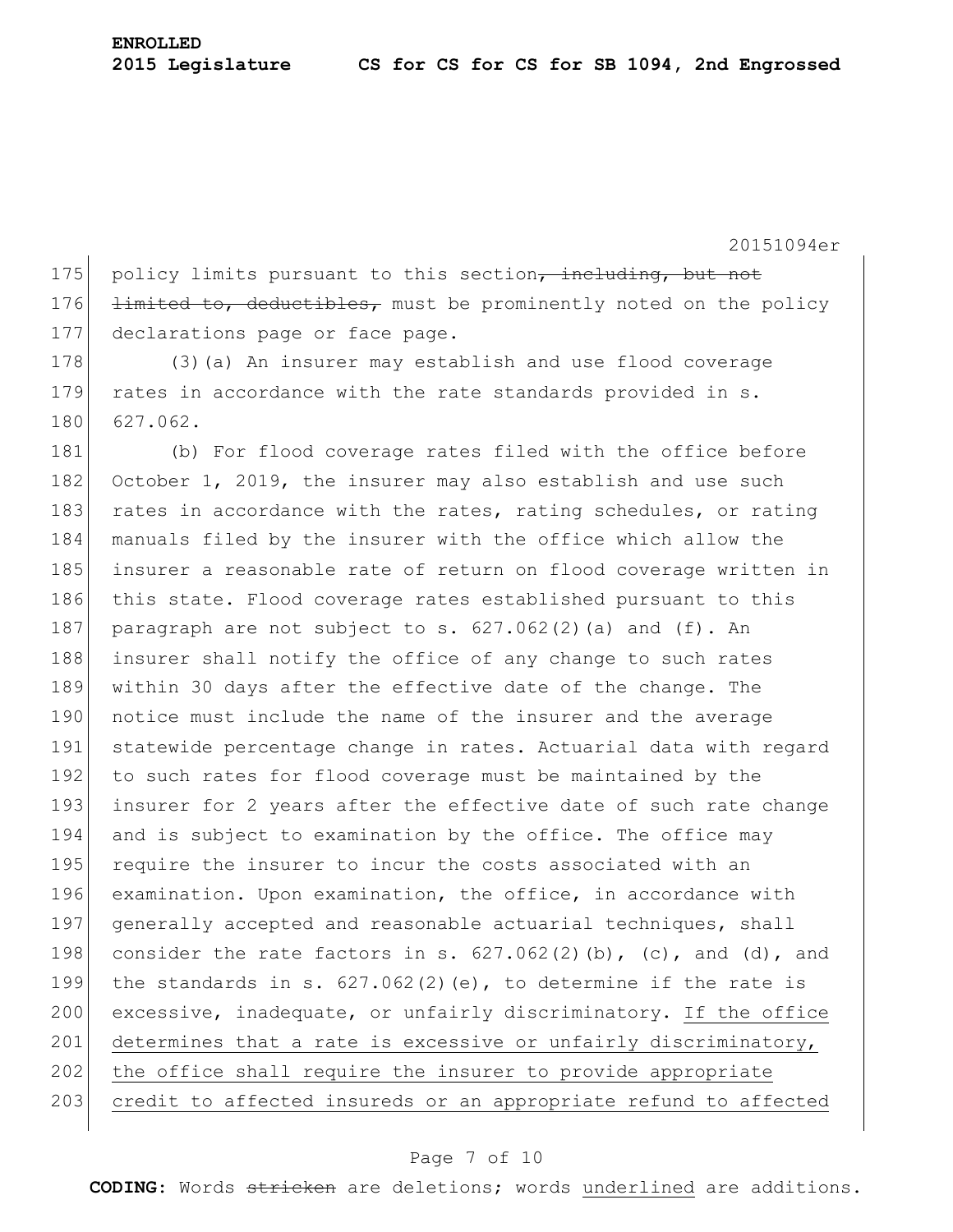policy limits pursuant to this section~~, including, but not limited to, deductibles,~~ must be prominently noted on the policy declarations page or face page.

(3)(a) An insurer may establish and use flood coverage rates in accordance with the rate standards provided in s. 627.062.

(b) For flood coverage rates filed with the office before October 1, 2019, the insurer may also establish and use such rates in accordance with the rates, rating schedules, or rating manuals filed by the insurer with the office which allow the insurer a reasonable rate of return on flood coverage written in this state. Flood coverage rates established pursuant to this paragraph are not subject to s. 627.062(2)(a) and (f). An insurer shall notify the office of any change to such rates within 30 days after the effective date of the change. The notice must include the name of the insurer and the average statewide percentage change in rates. Actuarial data with regard to such rates for flood coverage must be maintained by the insurer for 2 years after the effective date of such rate change and is subject to examination by the office. The office may require the insurer to incur the costs associated with an examination. Upon examination, the office, in accordance with generally accepted and reasonable actuarial techniques, shall consider the rate factors in s. 627.062(2)(b), (c), and (d), and the standards in s. 627.062(2)(e), to determine if the rate is excessive, inadequate, or unfairly discriminatory. <u>If the office determines that a rate is excessive or unfairly discriminatory, the office shall require the insurer to provide appropriate credit to affected insureds or an appropriate refund to affected</u>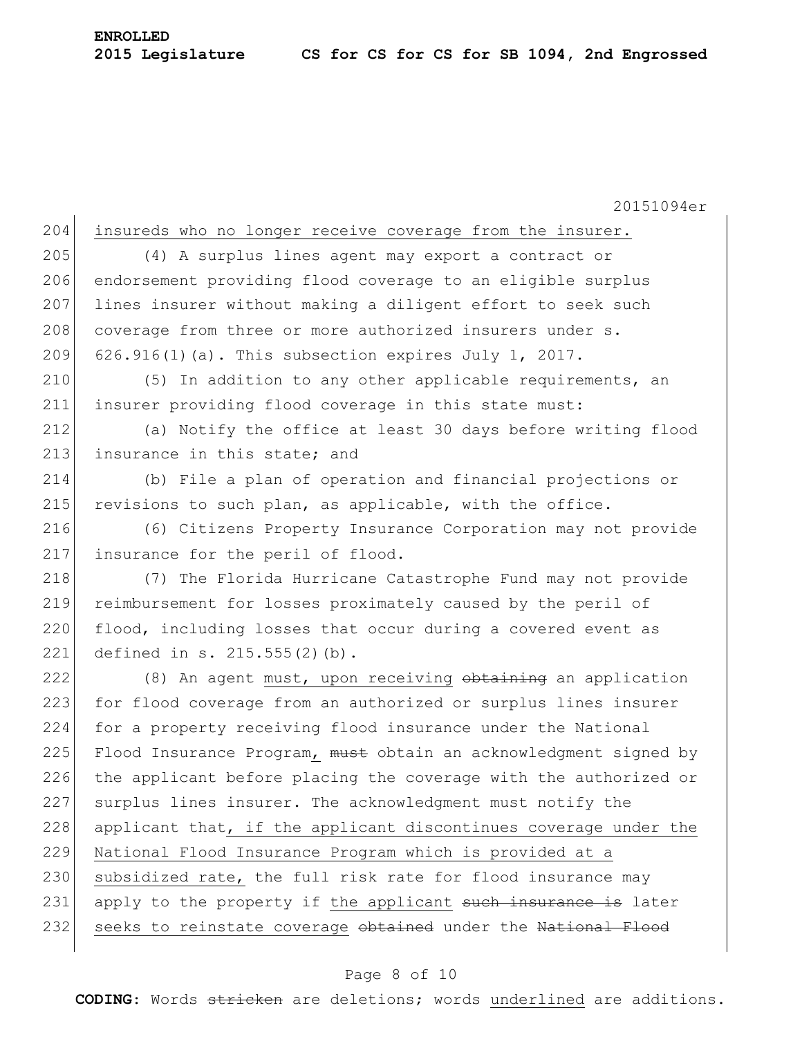<u>insureds who no longer receive coverage from the insurer.</u>

(4) A surplus lines agent may export a contract or endorsement providing flood coverage to an eligible surplus lines insurer without making a diligent effort to seek such coverage from three or more authorized insurers under s. 626.916(1)(a). This subsection expires July 1, 2017.

(5) In addition to any other applicable requirements, an insurer providing flood coverage in this state must:

(a) Notify the office at least 30 days before writing flood insurance in this state; and

(b) File a plan of operation and financial projections or revisions to such plan, as applicable, with the office.

(6) Citizens Property Insurance Corporation may not provide insurance for the peril of flood.

(7) The Florida Hurricane Catastrophe Fund may not provide reimbursement for losses proximately caused by the peril of flood, including losses that occur during a covered event as defined in s. 215.555(2)(b).

(8) An agent <u>must, upon receiving</u> ~~obtaining~~ an application for flood coverage from an authorized or surplus lines insurer for a property receiving flood insurance under the National Flood Insurance Program<u>,</u> ~~must~~ obtain an acknowledgment signed by the applicant before placing the coverage with the authorized or surplus lines insurer. The acknowledgment must notify the applicant that<u>, if the applicant discontinues coverage under the National Flood Insurance Program which is provided at a subsidized rate,</u> the full risk rate for flood insurance may apply to the property if <u>the applicant</u> ~~such insurance is~~ later <u>seeks to reinstate coverage</u> ~~obtained~~ under the ~~National Flood~~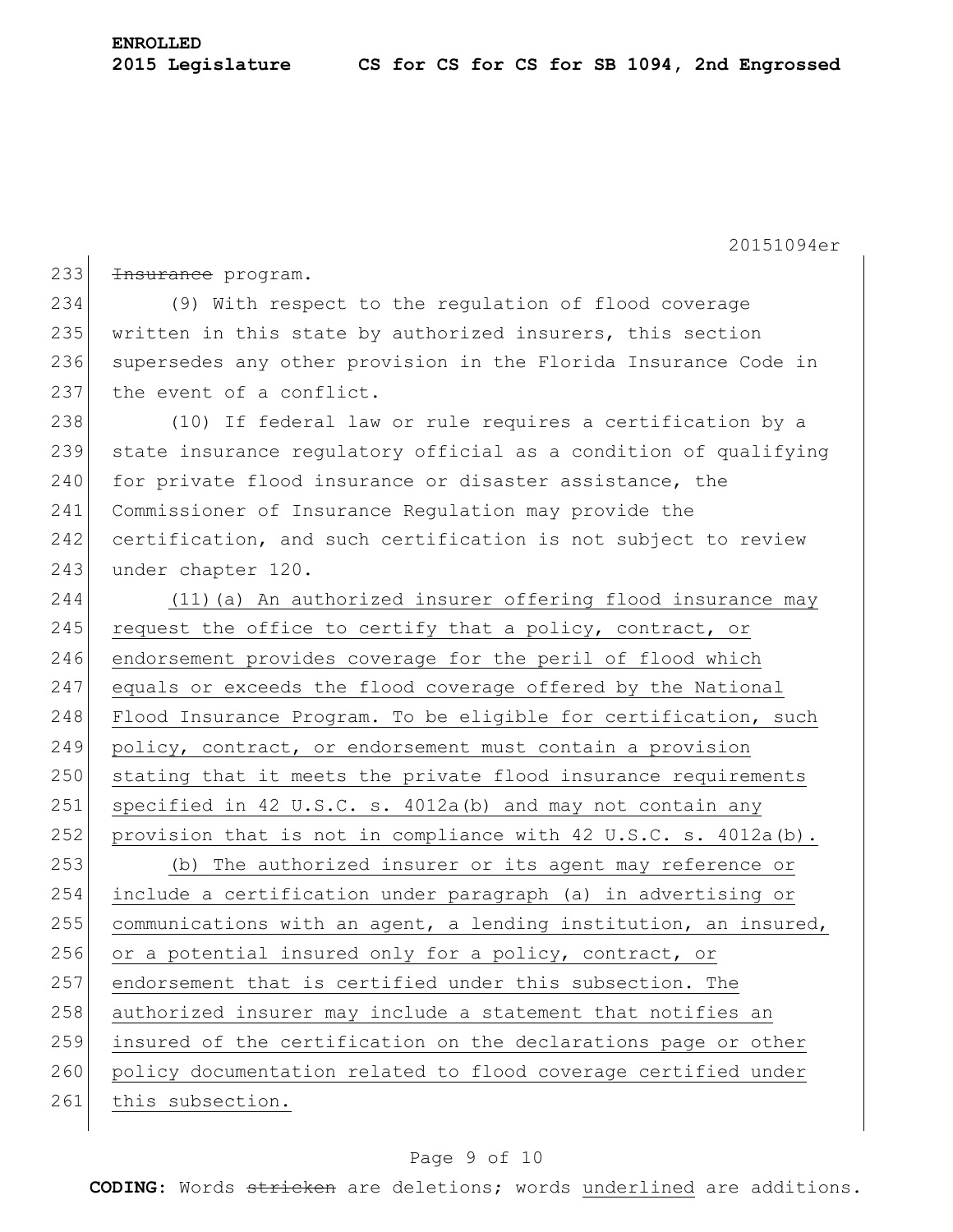~~Insurance~~ program.

(9) With respect to the regulation of flood coverage written in this state by authorized insurers, this section supersedes any other provision in the Florida Insurance Code in the event of a conflict.

(10) If federal law or rule requires a certification by a state insurance regulatory official as a condition of qualifying for private flood insurance or disaster assistance, the Commissioner of Insurance Regulation may provide the certification, and such certification is not subject to review under chapter 120.

<u>(11)(a) An authorized insurer offering flood insurance may request the office to certify that a policy, contract, or endorsement provides coverage for the peril of flood which equals or exceeds the flood coverage offered by the National Flood Insurance Program. To be eligible for certification, such policy, contract, or endorsement must contain a provision stating that it meets the private flood insurance requirements specified in 42 U.S.C. s. 4012a(b) and may not contain any provision that is not in compliance with 42 U.S.C. s. 4012a(b).</u>

<u>(b) The authorized insurer or its agent may reference or include a certification under paragraph (a) in advertising or communications with an agent, a lending institution, an insured, or a potential insured only for a policy, contract, or endorsement that is certified under this subsection. The authorized insurer may include a statement that notifies an insured of the certification on the declarations page or other policy documentation related to flood coverage certified under this subsection.</u>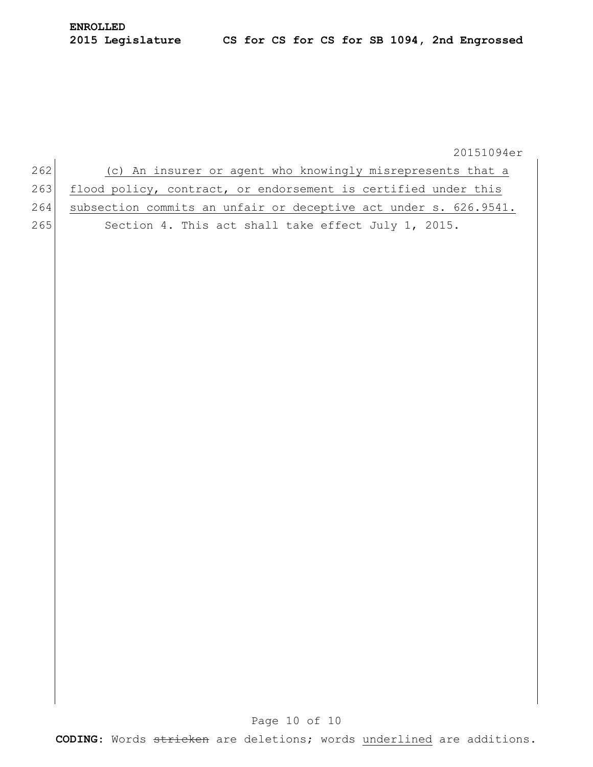262 (c) An insurer or agent who knowingly misrepresents that a
263 flood policy, contract, or endorsement is certified under this
264 subsection commits an unfair or deceptive act under s. 626.9541.
265 Section 4. This act shall take effect July 1, 2015.